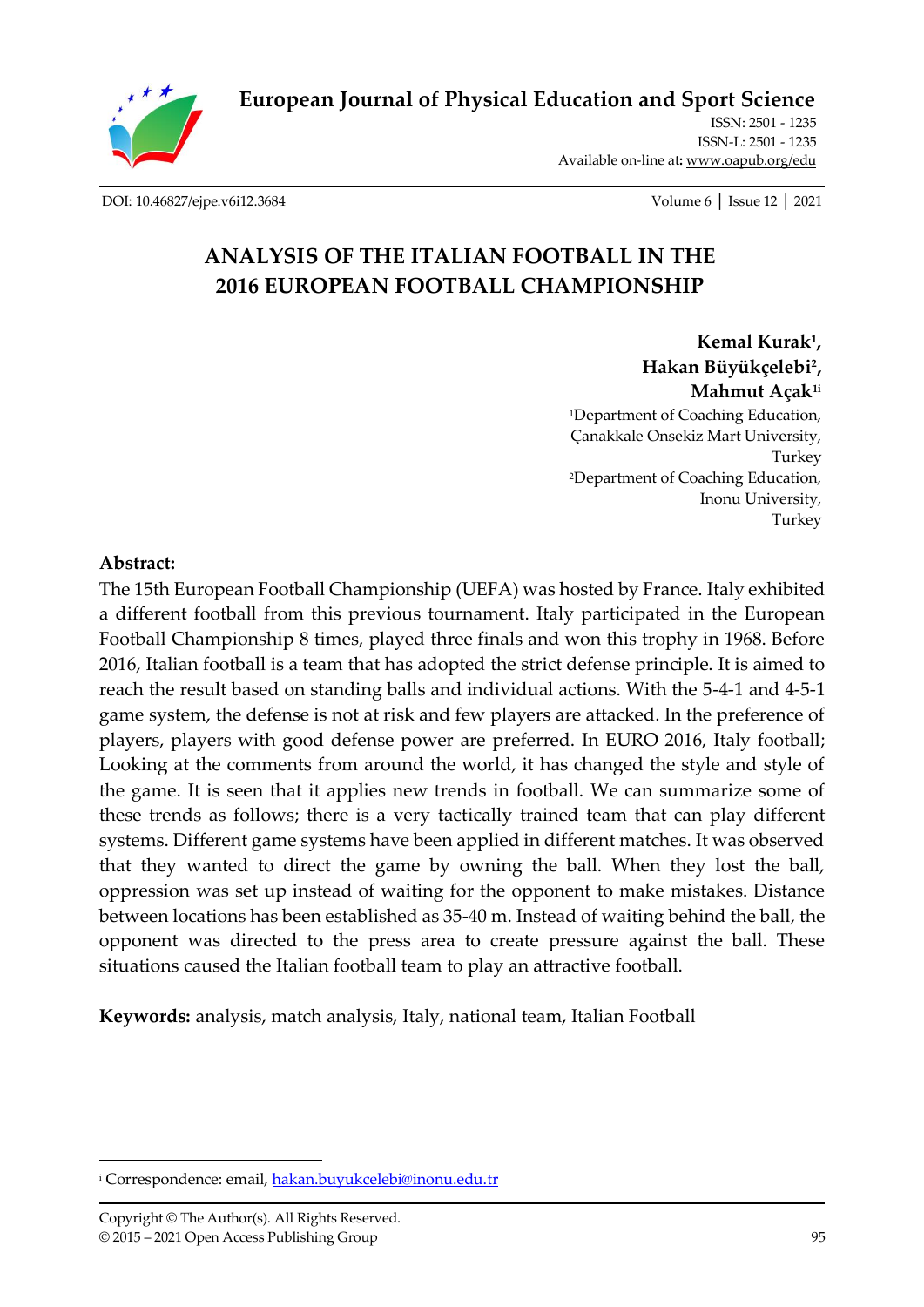# ANALYSIS OF THE ITALIAN FOOTBALL IN THE 2016 EUROPEAN FOOTBALL CHAMPIONSHIP

**Kemal Kurak[1], Hakan Büyükçelebi[2], Mahmut Açak[1i]**

[1]Department of Coaching Education, Çanakkale Onsekiz Mart University, Turkey

[2]Department of Coaching Education, Inonu University, Turkey

**Abstract:**

The 15th European Football Championship (UEFA) was hosted by France. Italy exhibited a different football from this previous tournament. Italy participated in the European Football Championship 8 times, played three finals and won this trophy in 1968. Before 2016, Italian football is a team that has adopted the strict defense principle. It is aimed to reach the result based on standing balls and individual actions. With the 5-4-1 and 4-5-1 game system, the defense is not at risk and few players are attacked. In the preference of players, players with good defense power are preferred. In EURO 2016, Italy football; Looking at the comments from around the world, it has changed the style and style of the game. It is seen that it applies new trends in football. We can summarize some of these trends as follows; there is a very tactically trained team that can play different systems. Different game systems have been applied in different matches. It was observed that they wanted to direct the game by owning the ball. When they lost the ball, oppression was set up instead of waiting for the opponent to make mistakes. Distance between locations has been established as 35-40 m. Instead of waiting behind the ball, the opponent was directed to the press area to create pressure against the ball. These situations caused the Italian football team to play an attractive football.

**Keywords:** analysis, match analysis, Italy, national team, Italian Football

---

[i] Correspondence: email, hakan.buyukcelebi@inonu.edu.tr

Copyright © The Author(s). All Rights Reserved.
© 2015 – 2021 Open Access Publishing Group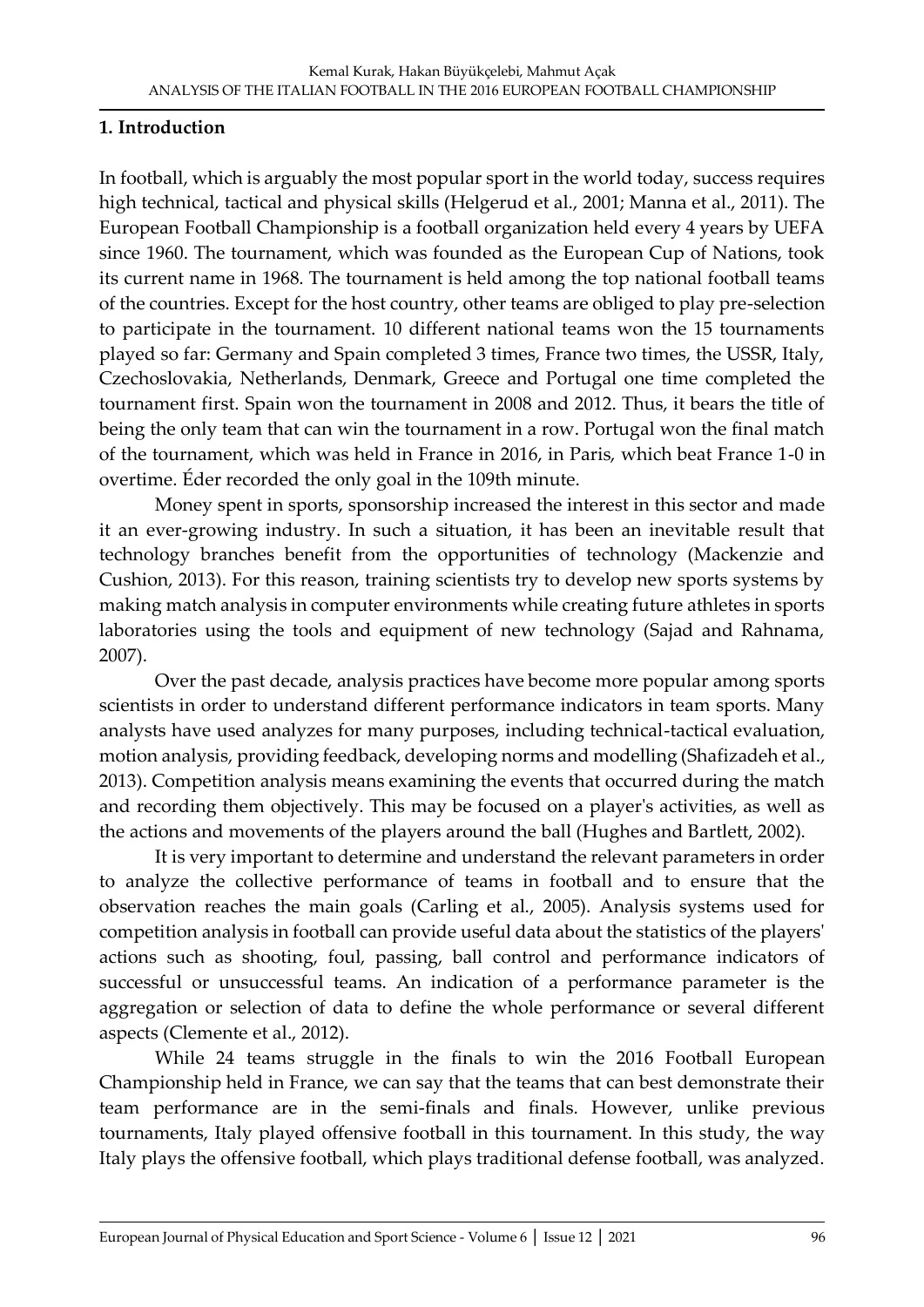## 1. Introduction

In football, which is arguably the most popular sport in the world today, success requires high technical, tactical and physical skills (Helgerud et al., 2001; Manna et al., 2011). The European Football Championship is a football organization held every 4 years by UEFA since 1960. The tournament, which was founded as the European Cup of Nations, took its current name in 1968. The tournament is held among the top national football teams of the countries. Except for the host country, other teams are obliged to play pre-selection to participate in the tournament. 10 different national teams won the 15 tournaments played so far: Germany and Spain completed 3 times, France two times, the USSR, Italy, Czechoslovakia, Netherlands, Denmark, Greece and Portugal one time completed the tournament first. Spain won the tournament in 2008 and 2012. Thus, it bears the title of being the only team that can win the tournament in a row. Portugal won the final match of the tournament, which was held in France in 2016, in Paris, which beat France 1-0 in overtime. Éder recorded the only goal in the 109th minute.

Money spent in sports, sponsorship increased the interest in this sector and made it an ever-growing industry. In such a situation, it has been an inevitable result that technology branches benefit from the opportunities of technology (Mackenzie and Cushion, 2013). For this reason, training scientists try to develop new sports systems by making match analysis in computer environments while creating future athletes in sports laboratories using the tools and equipment of new technology (Sajad and Rahnama, 2007).

Over the past decade, analysis practices have become more popular among sports scientists in order to understand different performance indicators in team sports. Many analysts have used analyzes for many purposes, including technical-tactical evaluation, motion analysis, providing feedback, developing norms and modelling (Shafizadeh et al., 2013). Competition analysis means examining the events that occurred during the match and recording them objectively. This may be focused on a player's activities, as well as the actions and movements of the players around the ball (Hughes and Bartlett, 2002).

It is very important to determine and understand the relevant parameters in order to analyze the collective performance of teams in football and to ensure that the observation reaches the main goals (Carling et al., 2005). Analysis systems used for competition analysis in football can provide useful data about the statistics of the players' actions such as shooting, foul, passing, ball control and performance indicators of successful or unsuccessful teams. An indication of a performance parameter is the aggregation or selection of data to define the whole performance or several different aspects (Clemente et al., 2012).

While 24 teams struggle in the finals to win the 2016 Football European Championship held in France, we can say that the teams that can best demonstrate their team performance are in the semi-finals and finals. However, unlike previous tournaments, Italy played offensive football in this tournament. In this study, the way Italy plays the offensive football, which plays traditional defense football, was analyzed.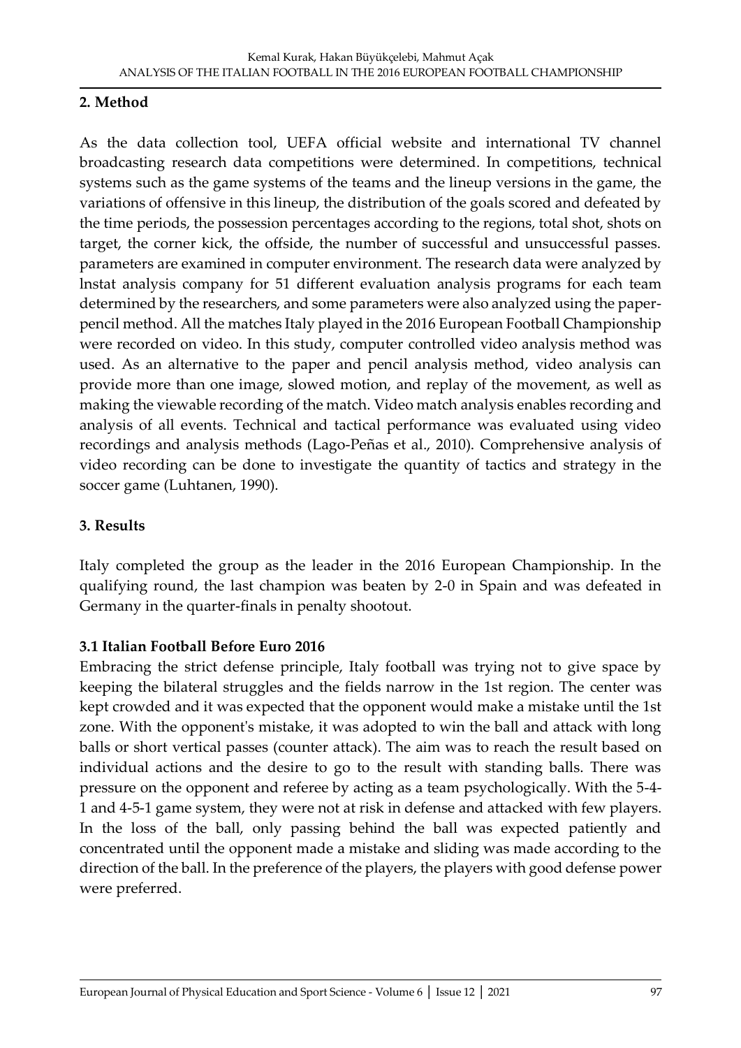## 2. Method

As the data collection tool, UEFA official website and international TV channel broadcasting research data competitions were determined. In competitions, technical systems such as the game systems of the teams and the lineup versions in the game, the variations of offensive in this lineup, the distribution of the goals scored and defeated by the time periods, the possession percentages according to the regions, total shot, shots on target, the corner kick, the offside, the number of successful and unsuccessful passes. parameters are examined in computer environment. The research data were analyzed by lnstat analysis company for 51 different evaluation analysis programs for each team determined by the researchers, and some parameters were also analyzed using the paper-pencil method. All the matches Italy played in the 2016 European Football Championship were recorded on video. In this study, computer controlled video analysis method was used. As an alternative to the paper and pencil analysis method, video analysis can provide more than one image, slowed motion, and replay of the movement, as well as making the viewable recording of the match. Video match analysis enables recording and analysis of all events. Technical and tactical performance was evaluated using video recordings and analysis methods (Lago-Peñas et al., 2010). Comprehensive analysis of video recording can be done to investigate the quantity of tactics and strategy in the soccer game (Luhtanen, 1990).

## 3. Results

Italy completed the group as the leader in the 2016 European Championship. In the qualifying round, the last champion was beaten by 2-0 in Spain and was defeated in Germany in the quarter-finals in penalty shootout.

### 3.1 Italian Football Before Euro 2016

Embracing the strict defense principle, Italy football was trying not to give space by keeping the bilateral struggles and the fields narrow in the 1st region. The center was kept crowded and it was expected that the opponent would make a mistake until the 1st zone. With the opponent's mistake, it was adopted to win the ball and attack with long balls or short vertical passes (counter attack). The aim was to reach the result based on individual actions and the desire to go to the result with standing balls. There was pressure on the opponent and referee by acting as a team psychologically. With the 5-4-1 and 4-5-1 game system, they were not at risk in defense and attacked with few players. In the loss of the ball, only passing behind the ball was expected patiently and concentrated until the opponent made a mistake and sliding was made according to the direction of the ball. In the preference of the players, the players with good defense power were preferred.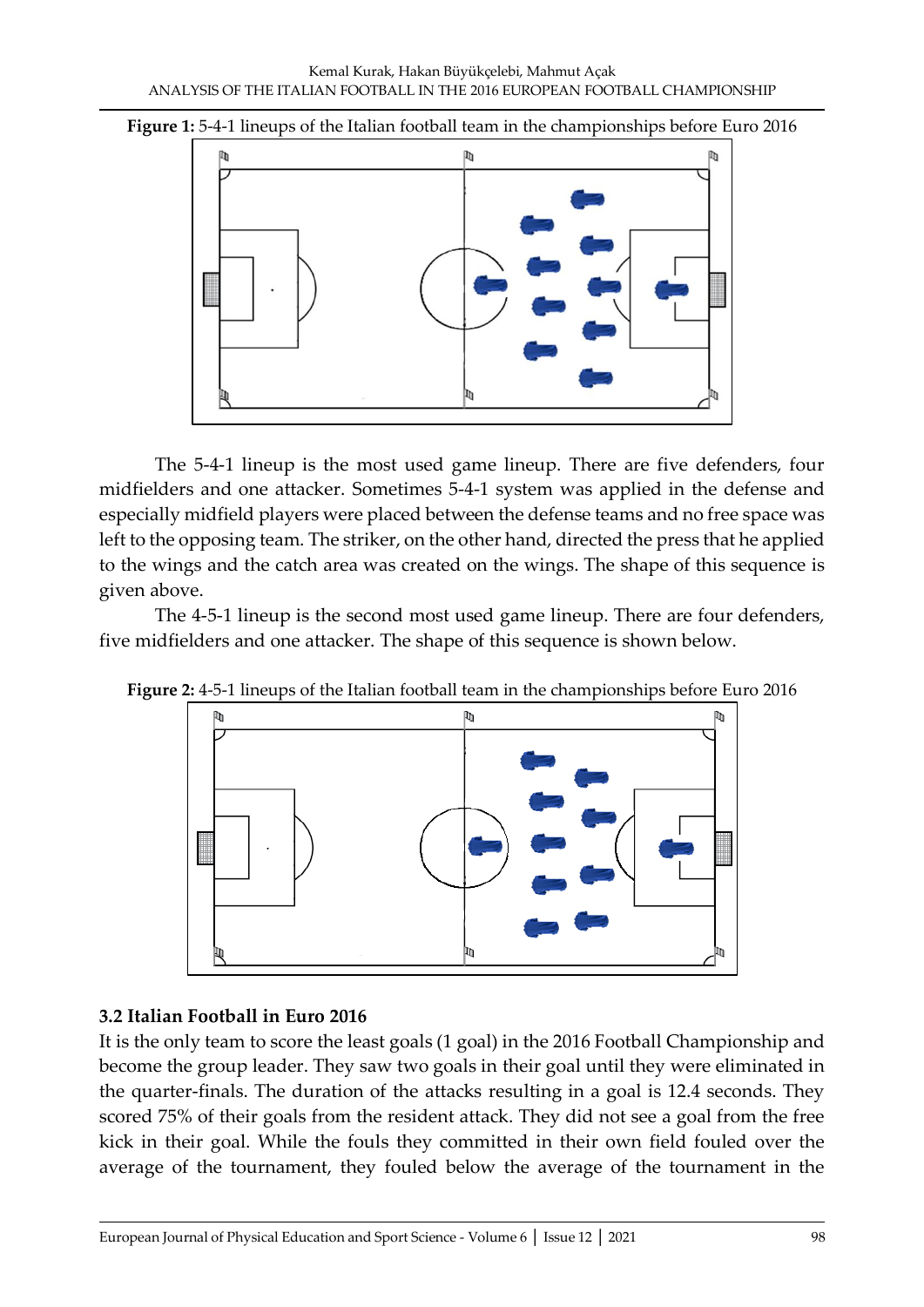**Figure 1:** 5-4-1 lineups of the Italian football team in the championships before Euro 2016

The 5-4-1 lineup is the most used game lineup. There are five defenders, four midfielders and one attacker. Sometimes 5-4-1 system was applied in the defense and especially midfield players were placed between the defense teams and no free space was left to the opposing team. The striker, on the other hand, directed the press that he applied to the wings and the catch area was created on the wings. The shape of this sequence is given above.

The 4-5-1 lineup is the second most used game lineup. There are four defenders, five midfielders and one attacker. The shape of this sequence is shown below.

**Figure 2:** 4-5-1 lineups of the Italian football team in the championships before Euro 2016

### 3.2 Italian Football in Euro 2016

It is the only team to score the least goals (1 goal) in the 2016 Football Championship and become the group leader. They saw two goals in their goal until they were eliminated in the quarter-finals. The duration of the attacks resulting in a goal is 12.4 seconds. They scored 75% of their goals from the resident attack. They did not see a goal from the free kick in their goal. While the fouls they committed in their own field fouled over the average of the tournament, they fouled below the average of the tournament in the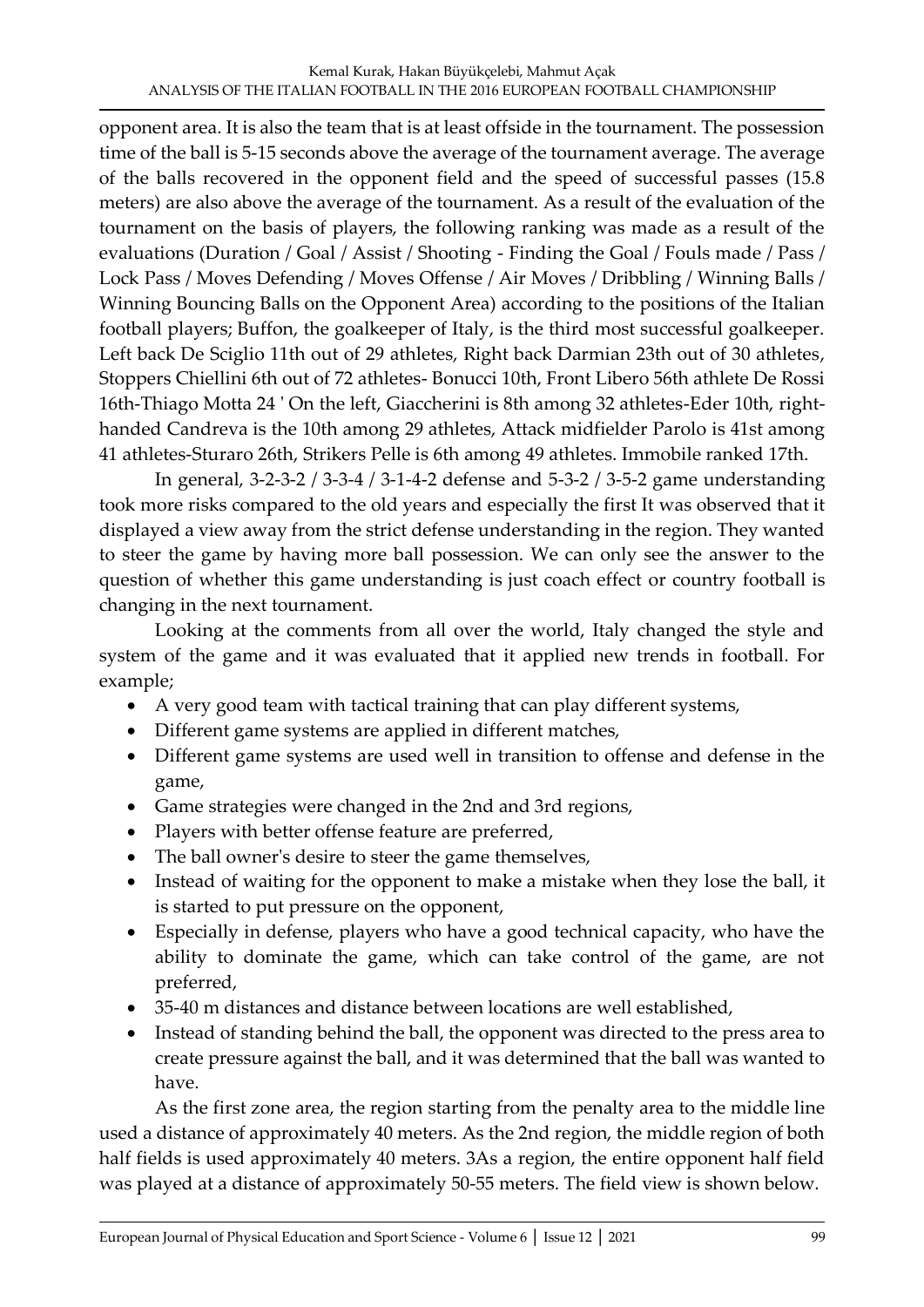opponent area. It is also the team that is at least offside in the tournament. The possession time of the ball is 5-15 seconds above the average of the tournament average. The average of the balls recovered in the opponent field and the speed of successful passes (15.8 meters) are also above the average of the tournament. As a result of the evaluation of the tournament on the basis of players, the following ranking was made as a result of the evaluations (Duration / Goal / Assist / Shooting - Finding the Goal / Fouls made / Pass / Lock Pass / Moves Defending / Moves Offense / Air Moves / Dribbling / Winning Balls / Winning Bouncing Balls on the Opponent Area) according to the positions of the Italian football players; Buffon, the goalkeeper of Italy, is the third most successful goalkeeper. Left back De Sciglio 11th out of 29 athletes, Right back Darmian 23th out of 30 athletes, Stoppers Chiellini 6th out of 72 athletes- Bonucci 10th, Front Libero 56th athlete De Rossi 16th-Thiago Motta 24 ' On the left, Giaccherini is 8th among 32 athletes-Eder 10th, right-handed Candreva is the 10th among 29 athletes, Attack midfielder Parolo is 41st among 41 athletes-Sturaro 26th, Strikers Pelle is 6th among 49 athletes. Immobile ranked 17th.

In general, 3-2-3-2 / 3-3-4 / 3-1-4-2 defense and 5-3-2 / 3-5-2 game understanding took more risks compared to the old years and especially the first It was observed that it displayed a view away from the strict defense understanding in the region. They wanted to steer the game by having more ball possession. We can only see the answer to the question of whether this game understanding is just coach effect or country football is changing in the next tournament.

Looking at the comments from all over the world, Italy changed the style and system of the game and it was evaluated that it applied new trends in football. For example;

- A very good team with tactical training that can play different systems,
- Different game systems are applied in different matches,
- Different game systems are used well in transition to offense and defense in the game,
- Game strategies were changed in the 2nd and 3rd regions,
- Players with better offense feature are preferred,
- The ball owner's desire to steer the game themselves,
- Instead of waiting for the opponent to make a mistake when they lose the ball, it is started to put pressure on the opponent,
- Especially in defense, players who have a good technical capacity, who have the ability to dominate the game, which can take control of the game, are not preferred,
- 35-40 m distances and distance between locations are well established,
- Instead of standing behind the ball, the opponent was directed to the press area to create pressure against the ball, and it was determined that the ball was wanted to have.

As the first zone area, the region starting from the penalty area to the middle line used a distance of approximately 40 meters. As the 2nd region, the middle region of both half fields is used approximately 40 meters. 3As a region, the entire opponent half field was played at a distance of approximately 50-55 meters. The field view is shown below.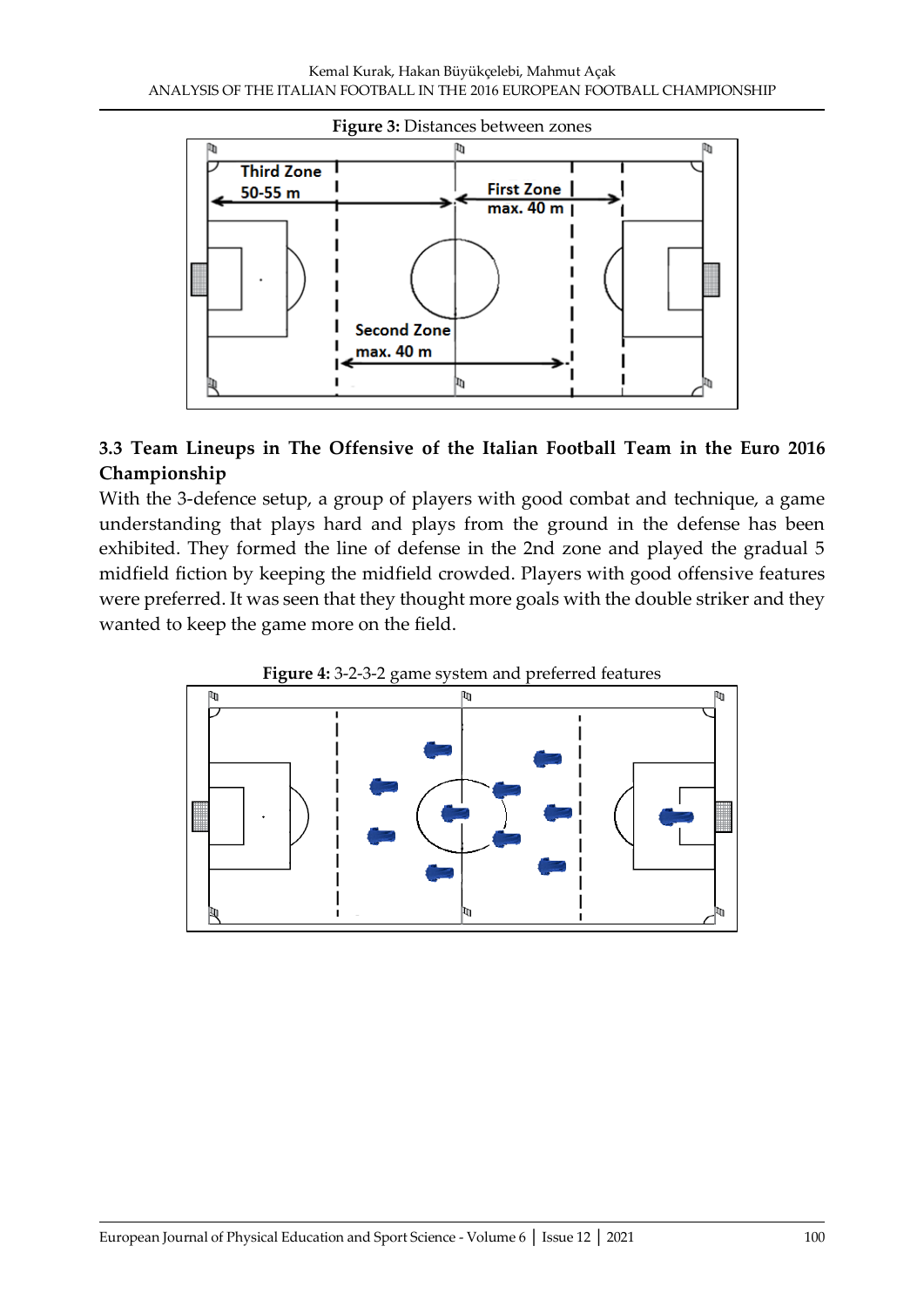**Figure 3:** Distances between zones

Third Zone
50-55 m

First Zone
max. 40 m

Second Zone
max. 40 m

### 3.3 Team Lineups in The Offensive of the Italian Football Team in the Euro 2016 Championship

With the 3-defence setup, a group of players with good combat and technique, a game understanding that plays hard and plays from the ground in the defense has been exhibited. They formed the line of defense in the 2nd zone and played the gradual 5 midfield fiction by keeping the midfield crowded. Players with good offensive features were preferred. It was seen that they thought more goals with the double striker and they wanted to keep the game more on the field.

**Figure 4:** 3-2-3-2 game system and preferred features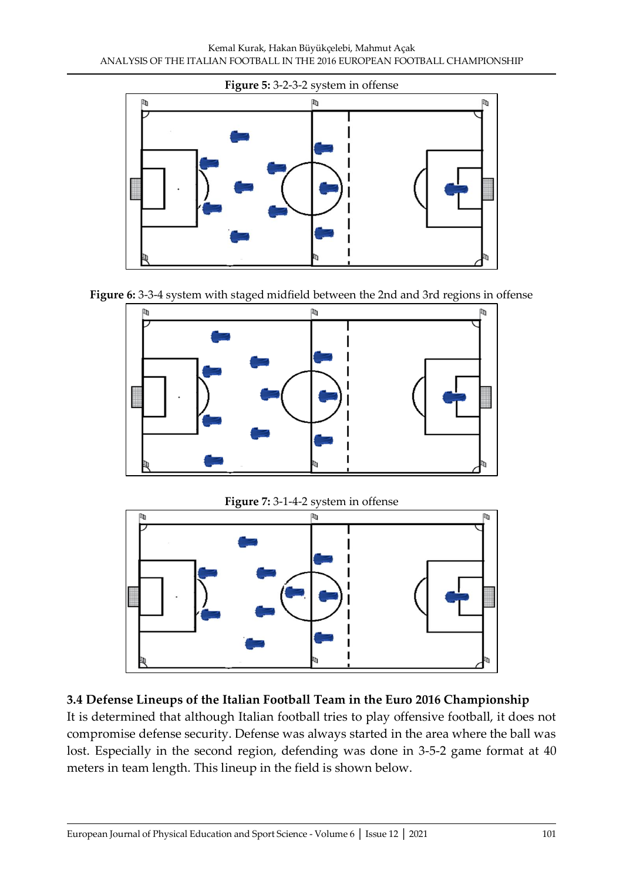**Figure 5:** 3-2-3-2 system in offense

**Figure 6:** 3-3-4 system with staged midfield between the 2nd and 3rd regions in offense

**Figure 7:** 3-1-4-2 system in offense

### 3.4 Defense Lineups of the Italian Football Team in the Euro 2016 Championship

It is determined that although Italian football tries to play offensive football, it does not compromise defense security. Defense was always started in the area where the ball was lost. Especially in the second region, defending was done in 3-5-2 game format at 40 meters in team length. This lineup in the field is shown below.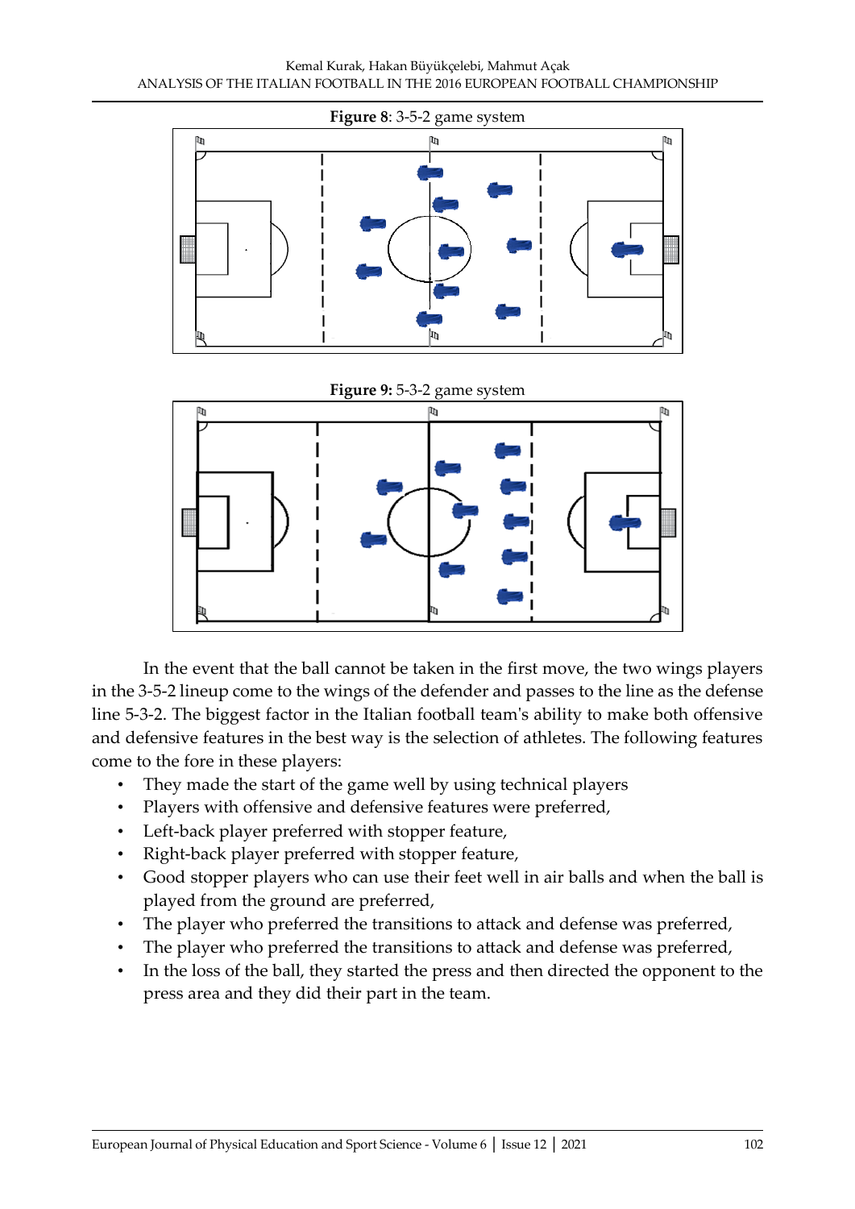**Figure 8**: 3-5-2 game system

**Figure 9:** 5-3-2 game system

In the event that the ball cannot be taken in the first move, the two wings players in the 3-5-2 lineup come to the wings of the defender and passes to the line as the defense line 5-3-2. The biggest factor in the Italian football team's ability to make both offensive and defensive features in the best way is the selection of athletes. The following features come to the fore in these players:

- They made the start of the game well by using technical players
- Players with offensive and defensive features were preferred,
- Left-back player preferred with stopper feature,
- Right-back player preferred with stopper feature,
- Good stopper players who can use their feet well in air balls and when the ball is played from the ground are preferred,
- The player who preferred the transitions to attack and defense was preferred,
- The player who preferred the transitions to attack and defense was preferred,
- In the loss of the ball, they started the press and then directed the opponent to the press area and they did their part in the team.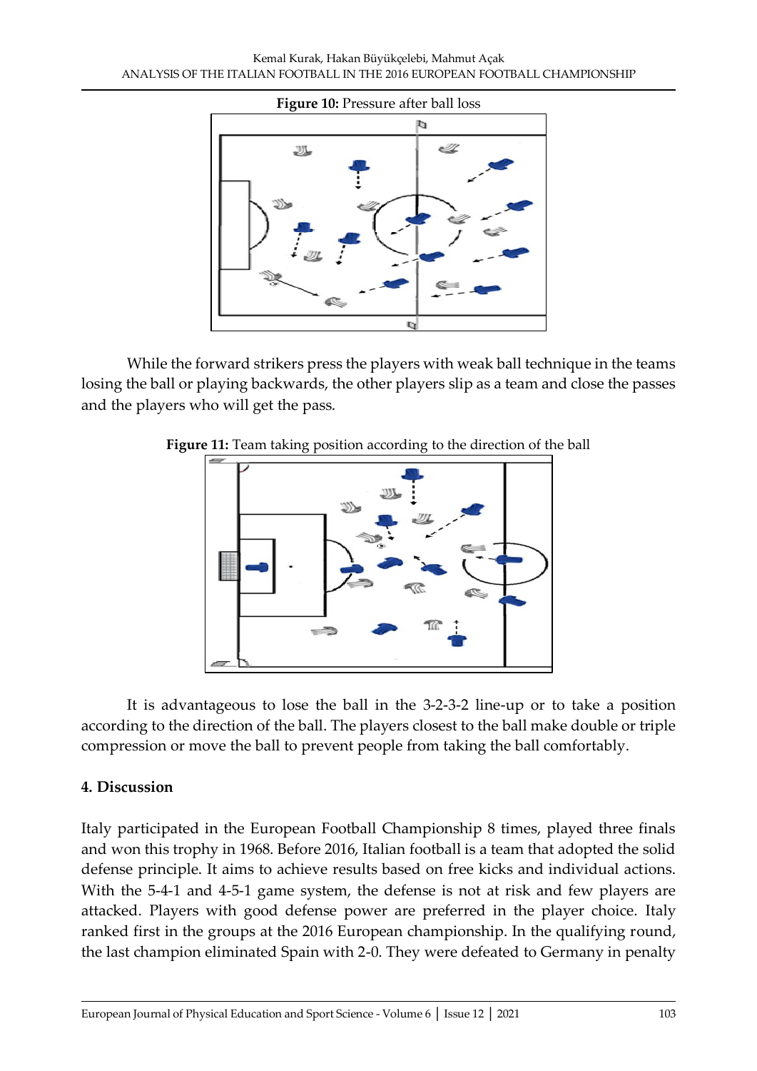**Figure 10:** Pressure after ball loss

While the forward strikers press the players with weak ball technique in the teams losing the ball or playing backwards, the other players slip as a team and close the passes and the players who will get the pass.

**Figure 11:** Team taking position according to the direction of the ball

It is advantageous to lose the ball in the 3-2-3-2 line-up or to take a position according to the direction of the ball. The players closest to the ball make double or triple compression or move the ball to prevent people from taking the ball comfortably.

## 4. Discussion

Italy participated in the European Football Championship 8 times, played three finals and won this trophy in 1968. Before 2016, Italian football is a team that adopted the solid defense principle. It aims to achieve results based on free kicks and individual actions. With the 5-4-1 and 4-5-1 game system, the defense is not at risk and few players are attacked. Players with good defense power are preferred in the player choice. Italy ranked first in the groups at the 2016 European championship. In the qualifying round, the last champion eliminated Spain with 2-0. They were defeated to Germany in penalty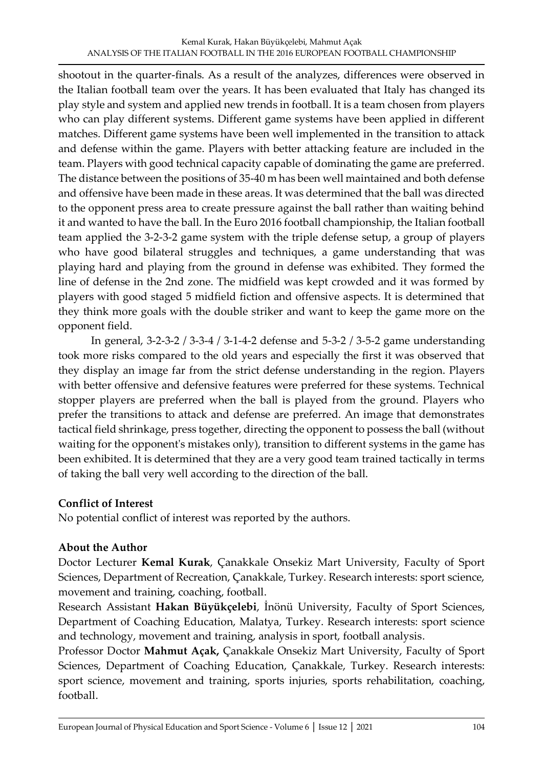shootout in the quarter-finals. As a result of the analyzes, differences were observed in the Italian football team over the years. It has been evaluated that Italy has changed its play style and system and applied new trends in football. It is a team chosen from players who can play different systems. Different game systems have been applied in different matches. Different game systems have been well implemented in the transition to attack and defense within the game. Players with better attacking feature are included in the team. Players with good technical capacity capable of dominating the game are preferred. The distance between the positions of 35-40 m has been well maintained and both defense and offensive have been made in these areas. It was determined that the ball was directed to the opponent press area to create pressure against the ball rather than waiting behind it and wanted to have the ball. In the Euro 2016 football championship, the Italian football team applied the 3-2-3-2 game system with the triple defense setup, a group of players who have good bilateral struggles and techniques, a game understanding that was playing hard and playing from the ground in defense was exhibited. They formed the line of defense in the 2nd zone. The midfield was kept crowded and it was formed by players with good staged 5 midfield fiction and offensive aspects. It is determined that they think more goals with the double striker and want to keep the game more on the opponent field.

In general, 3-2-3-2 / 3-3-4 / 3-1-4-2 defense and 5-3-2 / 3-5-2 game understanding took more risks compared to the old years and especially the first it was observed that they display an image far from the strict defense understanding in the region. Players with better offensive and defensive features were preferred for these systems. Technical stopper players are preferred when the ball is played from the ground. Players who prefer the transitions to attack and defense are preferred. An image that demonstrates tactical field shrinkage, press together, directing the opponent to possess the ball (without waiting for the opponent's mistakes only), transition to different systems in the game has been exhibited. It is determined that they are a very good team trained tactically in terms of taking the ball very well according to the direction of the ball.

## Conflict of Interest

No potential conflict of interest was reported by the authors.

## About the Author

Doctor Lecturer **Kemal Kurak**, Çanakkale Onsekiz Mart University, Faculty of Sport Sciences, Department of Recreation, Çanakkale, Turkey. Research interests: sport science, movement and training, coaching, football.

Research Assistant **Hakan Büyükçelebi**, İnönü University, Faculty of Sport Sciences, Department of Coaching Education, Malatya, Turkey. Research interests: sport science and technology, movement and training, analysis in sport, football analysis.

Professor Doctor **Mahmut Açak,** Çanakkale Onsekiz Mart University, Faculty of Sport Sciences, Department of Coaching Education, Çanakkale, Turkey. Research interests: sport science, movement and training, sports injuries, sports rehabilitation, coaching, football.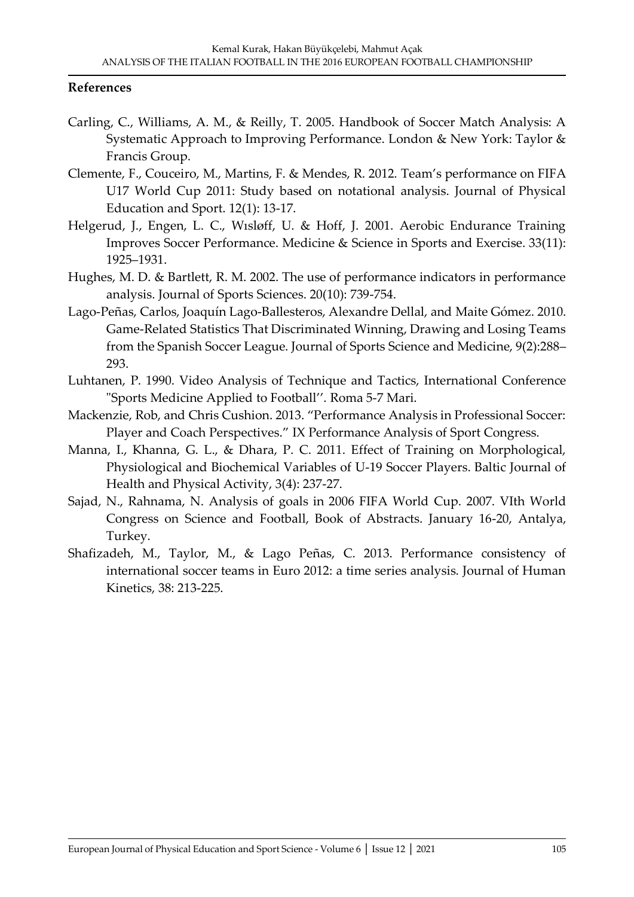## References

Carling, C., Williams, A. M., & Reilly, T. 2005. Handbook of Soccer Match Analysis: A Systematic Approach to Improving Performance. London & New York: Taylor & Francis Group.

Clemente, F., Couceiro, M., Martins, F. & Mendes, R. 2012. Team's performance on FIFA U17 World Cup 2011: Study based on notational analysis. Journal of Physical Education and Sport. 12(1): 13-17.

Helgerud, J., Engen, L. C., Wısløff, U. & Hoff, J. 2001. Aerobic Endurance Training Improves Soccer Performance. Medicine & Science in Sports and Exercise. 33(11): 1925–1931.

Hughes, M. D. & Bartlett, R. M. 2002. The use of performance indicators in performance analysis. Journal of Sports Sciences. 20(10): 739-754.

Lago-Peñas, Carlos, Joaquín Lago-Ballesteros, Alexandre Dellal, and Maite Gómez. 2010. Game-Related Statistics That Discriminated Winning, Drawing and Losing Teams from the Spanish Soccer League. Journal of Sports Science and Medicine, 9(2):288–293.

Luhtanen, P. 1990. Video Analysis of Technique and Tactics, International Conference "Sports Medicine Applied to Football''. Roma 5-7 Mari.

Mackenzie, Rob, and Chris Cushion. 2013. "Performance Analysis in Professional Soccer: Player and Coach Perspectives." IX Performance Analysis of Sport Congress.

Manna, I., Khanna, G. L., & Dhara, P. C. 2011. Effect of Training on Morphological, Physiological and Biochemical Variables of U-19 Soccer Players. Baltic Journal of Health and Physical Activity, 3(4): 237-27.

Sajad, N., Rahnama, N. Analysis of goals in 2006 FIFA World Cup. 2007. VIth World Congress on Science and Football, Book of Abstracts. January 16-20, Antalya, Turkey.

Shafizadeh, M., Taylor, M., & Lago Peñas, C. 2013. Performance consistency of international soccer teams in Euro 2012: a time series analysis. Journal of Human Kinetics, 38: 213-225.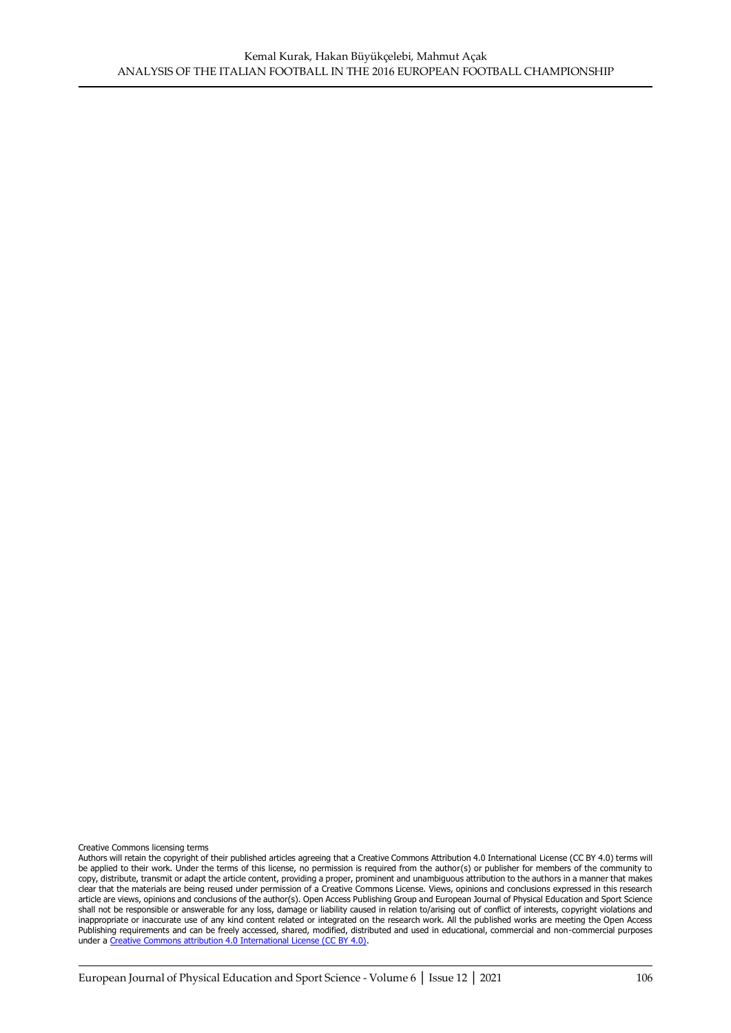Creative Commons licensing terms

Authors will retain the copyright of their published articles agreeing that a Creative Commons Attribution 4.0 International License (CC BY 4.0) terms will be applied to their work. Under the terms of this license, no permission is required from the author(s) or publisher for members of the community to copy, distribute, transmit or adapt the article content, providing a proper, prominent and unambiguous attribution to the authors in a manner that makes clear that the materials are being reused under permission of a Creative Commons License. Views, opinions and conclusions expressed in this research article are views, opinions and conclusions of the author(s). Open Access Publishing Group and European Journal of Physical Education and Sport Science shall not be responsible or answerable for any loss, damage or liability caused in relation to/arising out of conflict of interests, copyright violations and inappropriate or inaccurate use of any kind content related or integrated on the research work. All the published works are meeting the Open Access Publishing requirements and can be freely accessed, shared, modified, distributed and used in educational, commercial and non-commercial purposes under a Creative Commons attribution 4.0 International License (CC BY 4.0).